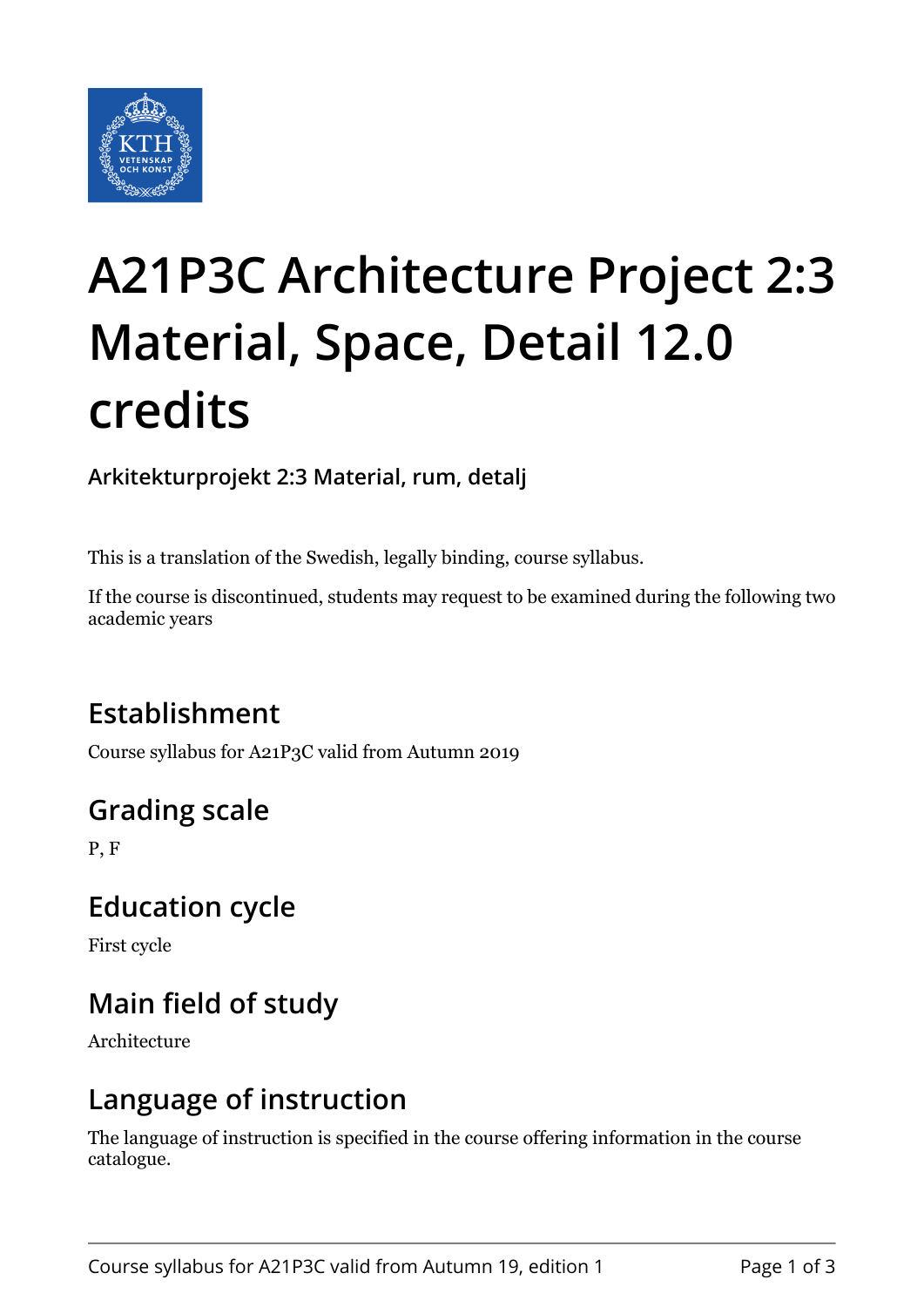# A21P3C Architecture Project 2:3 Material, Space, Detail 12.0 credits

**Arkitekturprojekt 2:3 Material, rum, detalj**

This is a translation of the Swedish, legally binding, course syllabus.

If the course is discontinued, students may request to be examined during the following two academic years

## Establishment

Course syllabus for A21P3C valid from Autumn 2019

## Grading scale

P, F

## Education cycle

First cycle

## Main field of study

Architecture

## Language of instruction

The language of instruction is specified in the course offering information in the course catalogue.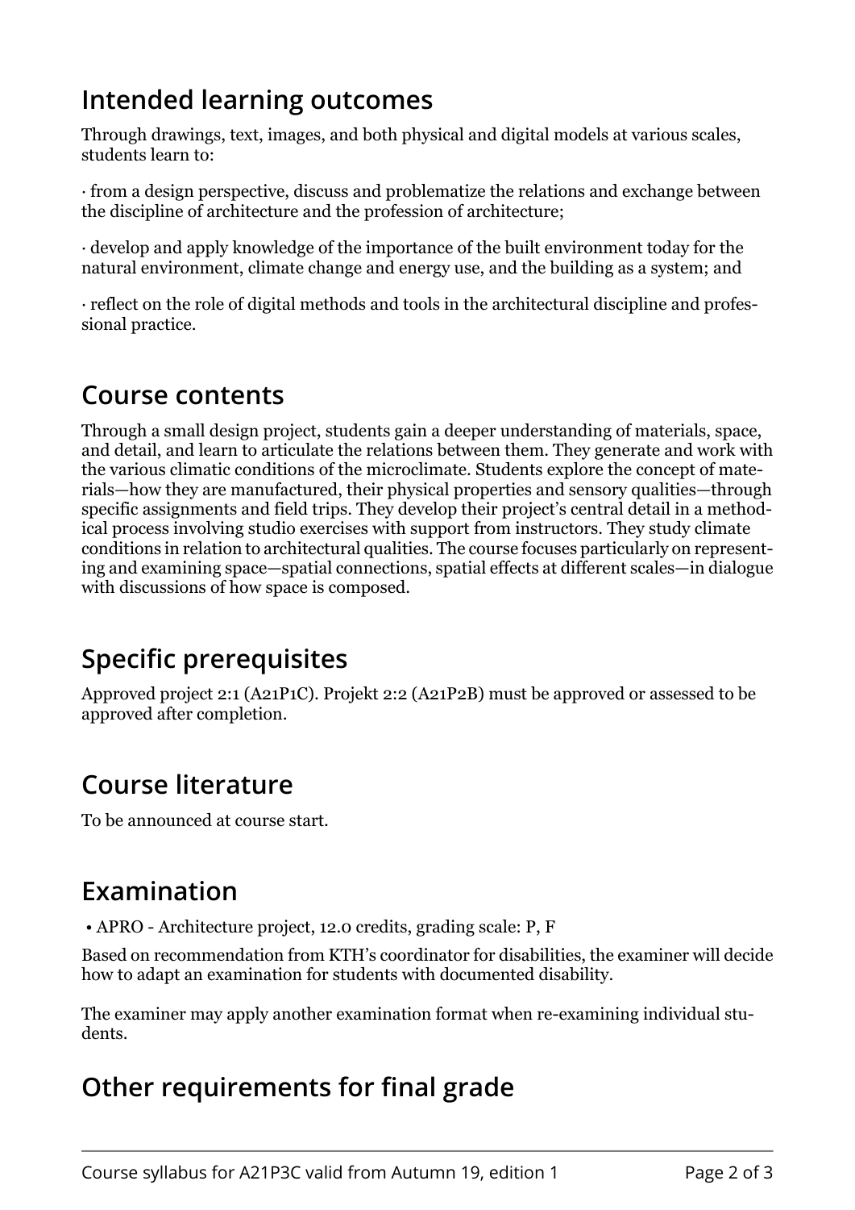## Intended learning outcomes

Through drawings, text, images, and both physical and digital models at various scales, students learn to:

· from a design perspective, discuss and problematize the relations and exchange between the discipline of architecture and the profession of architecture;

· develop and apply knowledge of the importance of the built environment today for the natural environment, climate change and energy use, and the building as a system; and

· reflect on the role of digital methods and tools in the architectural discipline and professional practice.

## Course contents

Through a small design project, students gain a deeper understanding of materials, space, and detail, and learn to articulate the relations between them. They generate and work with the various climatic conditions of the microclimate. Students explore the concept of materials—how they are manufactured, their physical properties and sensory qualities—through specific assignments and field trips. They develop their project's central detail in a methodical process involving studio exercises with support from instructors. They study climate conditions in relation to architectural qualities. The course focuses particularly on representing and examining space—spatial connections, spatial effects at different scales—in dialogue with discussions of how space is composed.

## Specific prerequisites

Approved project 2:1 (A21P1C). Projekt 2:2 (A21P2B) must be approved or assessed to be approved after completion.

## Course literature

To be announced at course start.

## Examination

- APRO - Architecture project, 12.0 credits, grading scale: P, F

Based on recommendation from KTH's coordinator for disabilities, the examiner will decide how to adapt an examination for students with documented disability.

The examiner may apply another examination format when re-examining individual students.

## Other requirements for final grade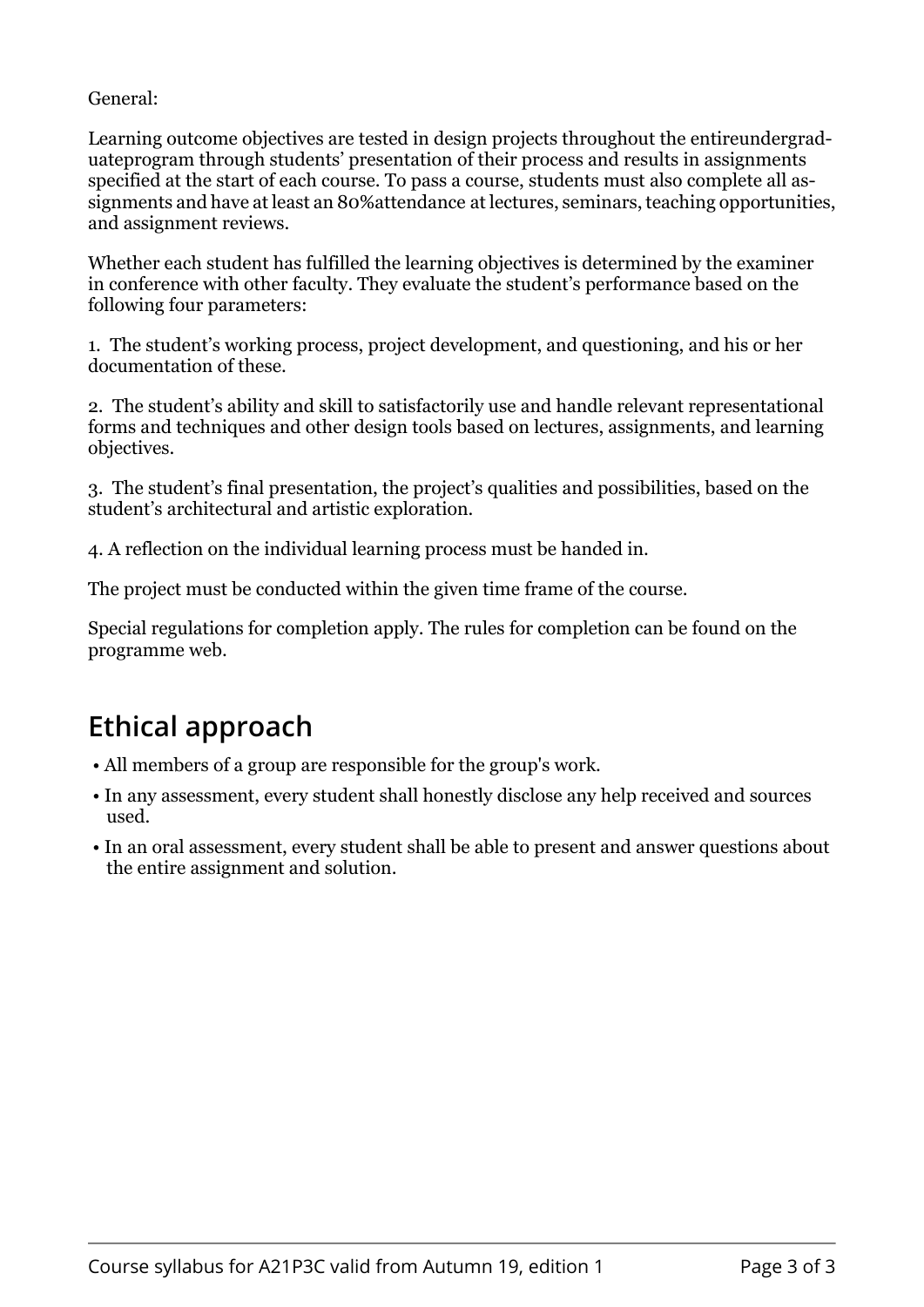General:

Learning outcome objectives are tested in design projects throughout the entireundergraduateprogram through students' presentation of their process and results in assignments specified at the start of each course. To pass a course, students must also complete all assignments and have at least an 80%attendance at lectures, seminars, teaching opportunities, and assignment reviews.

Whether each student has fulfilled the learning objectives is determined by the examiner in conference with other faculty. They evaluate the student's performance based on the following four parameters:

1. The student's working process, project development, and questioning, and his or her documentation of these.

2. The student's ability and skill to satisfactorily use and handle relevant representational forms and techniques and other design tools based on lectures, assignments, and learning objectives.

3. The student's final presentation, the project's qualities and possibilities, based on the student's architectural and artistic exploration.

4. A reflection on the individual learning process must be handed in.

The project must be conducted within the given time frame of the course.

Special regulations for completion apply. The rules for completion can be found on the programme web.

## Ethical approach

- All members of a group are responsible for the group's work.
- In any assessment, every student shall honestly disclose any help received and sources used.
- In an oral assessment, every student shall be able to present and answer questions about the entire assignment and solution.